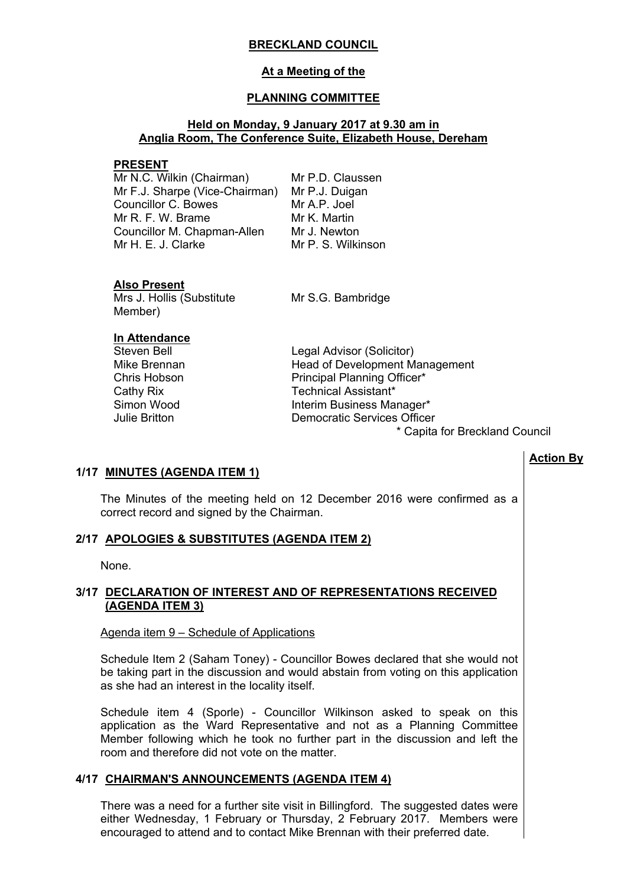**BRECKLAND COUNCIL**

**At a Meeting of the**

**PLANNING COMMITTEE**

**Held on Monday, 9 January 2017 at 9.30 am in Anglia Room, The Conference Suite, Elizabeth House, Dereham**

**PRESENT**

Mr N.C. Wilkin (Chairman)
Mr F.J. Sharpe (Vice-Chairman)
Councillor C. Bowes
Mr R. F. W. Brame
Councillor M. Chapman-Allen
Mr H. E. J. Clarke
Mr P.D. Claussen
Mr P.J. Duigan
Mr A.P. Joel
Mr K. Martin
Mr J. Newton
Mr P. S. Wilkinson

**Also Present**

Mrs J. Hollis (Substitute Member)
Mr S.G. Bambridge

**In Attendance**

| | |
|---|---|
| Steven Bell | Legal Advisor (Solicitor) |
| Mike Brennan | Head of Development Management |
| Chris Hobson | Principal Planning Officer* |
| Cathy Rix | Technical Assistant* |
| Simon Wood | Interim Business Manager* |
| Julie Britton | Democratic Services Officer |

\* Capita for Breckland Council

**Action By**

**1/17 MINUTES (AGENDA ITEM 1)**

The Minutes of the meeting held on 12 December 2016 were confirmed as a correct record and signed by the Chairman.

**2/17 APOLOGIES & SUBSTITUTES (AGENDA ITEM 2)**

None.

**3/17 DECLARATION OF INTEREST AND OF REPRESENTATIONS RECEIVED (AGENDA ITEM 3)**

Agenda item 9 – Schedule of Applications

Schedule Item 2 (Saham Toney) - Councillor Bowes declared that she would not be taking part in the discussion and would abstain from voting on this application as she had an interest in the locality itself.

Schedule item 4 (Sporle) - Councillor Wilkinson asked to speak on this application as the Ward Representative and not as a Planning Committee Member following which he took no further part in the discussion and left the room and therefore did not vote on the matter.

**4/17 CHAIRMAN'S ANNOUNCEMENTS (AGENDA ITEM 4)**

There was a need for a further site visit in Billingford. The suggested dates were either Wednesday, 1 February or Thursday, 2 February 2017. Members were encouraged to attend and to contact Mike Brennan with their preferred date.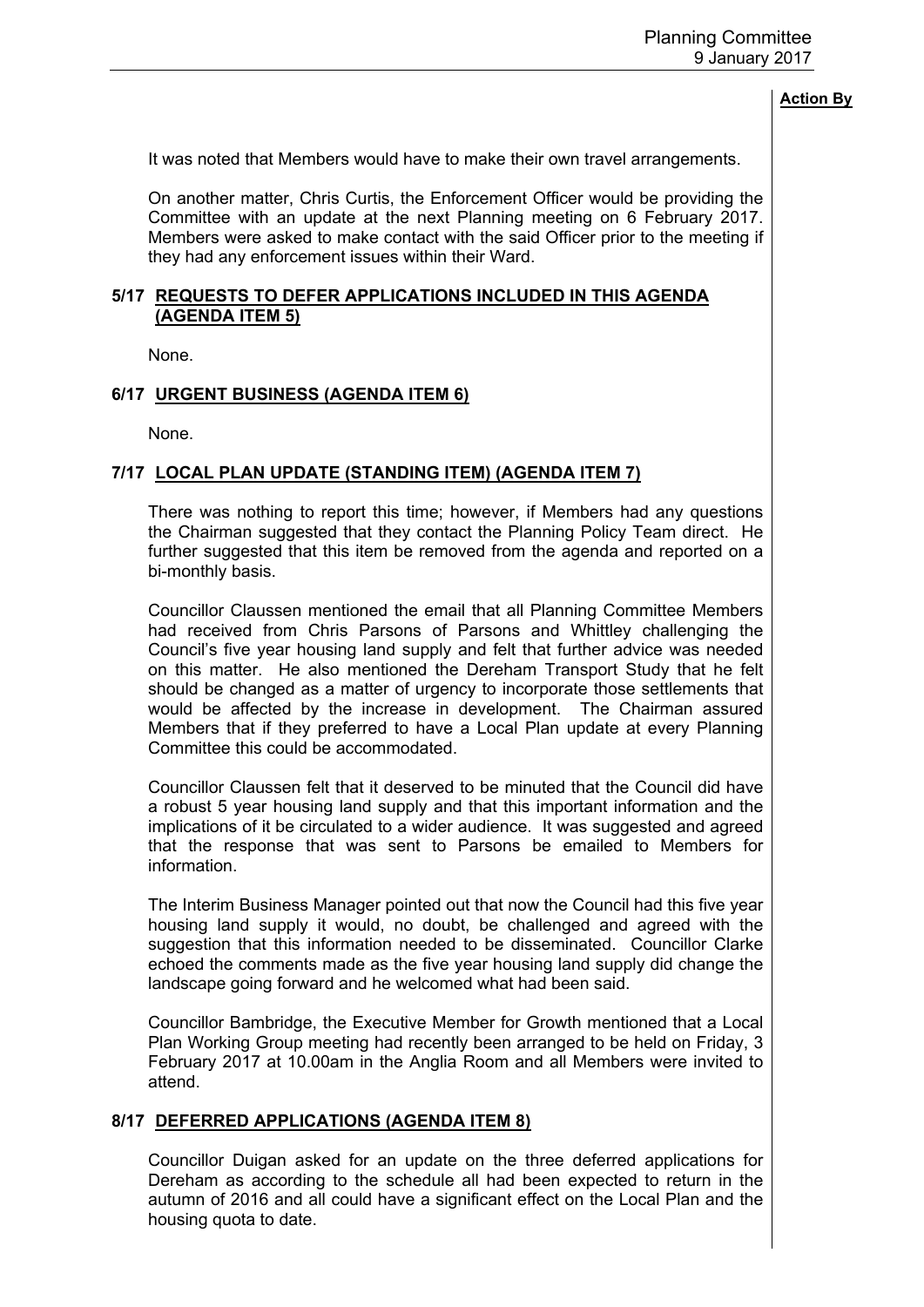**Action By**

It was noted that Members would have to make their own travel arrangements.

On another matter, Chris Curtis, the Enforcement Officer would be providing the Committee with an update at the next Planning meeting on 6 February 2017. Members were asked to make contact with the said Officer prior to the meeting if they had any enforcement issues within their Ward.

## 5/17 REQUESTS TO DEFER APPLICATIONS INCLUDED IN THIS AGENDA (AGENDA ITEM 5)

None.

## 6/17 URGENT BUSINESS (AGENDA ITEM 6)

None.

## 7/17 LOCAL PLAN UPDATE (STANDING ITEM) (AGENDA ITEM 7)

There was nothing to report this time; however, if Members had any questions the Chairman suggested that they contact the Planning Policy Team direct. He further suggested that this item be removed from the agenda and reported on a bi-monthly basis.

Councillor Claussen mentioned the email that all Planning Committee Members had received from Chris Parsons of Parsons and Whittley challenging the Council's five year housing land supply and felt that further advice was needed on this matter. He also mentioned the Dereham Transport Study that he felt should be changed as a matter of urgency to incorporate those settlements that would be affected by the increase in development. The Chairman assured Members that if they preferred to have a Local Plan update at every Planning Committee this could be accommodated.

Councillor Claussen felt that it deserved to be minuted that the Council did have a robust 5 year housing land supply and that this important information and the implications of it be circulated to a wider audience. It was suggested and agreed that the response that was sent to Parsons be emailed to Members for information.

The Interim Business Manager pointed out that now the Council had this five year housing land supply it would, no doubt, be challenged and agreed with the suggestion that this information needed to be disseminated. Councillor Clarke echoed the comments made as the five year housing land supply did change the landscape going forward and he welcomed what had been said.

Councillor Bambridge, the Executive Member for Growth mentioned that a Local Plan Working Group meeting had recently been arranged to be held on Friday, 3 February 2017 at 10.00am in the Anglia Room and all Members were invited to attend.

## 8/17 DEFERRED APPLICATIONS (AGENDA ITEM 8)

Councillor Duigan asked for an update on the three deferred applications for Dereham as according to the schedule all had been expected to return in the autumn of 2016 and all could have a significant effect on the Local Plan and the housing quota to date.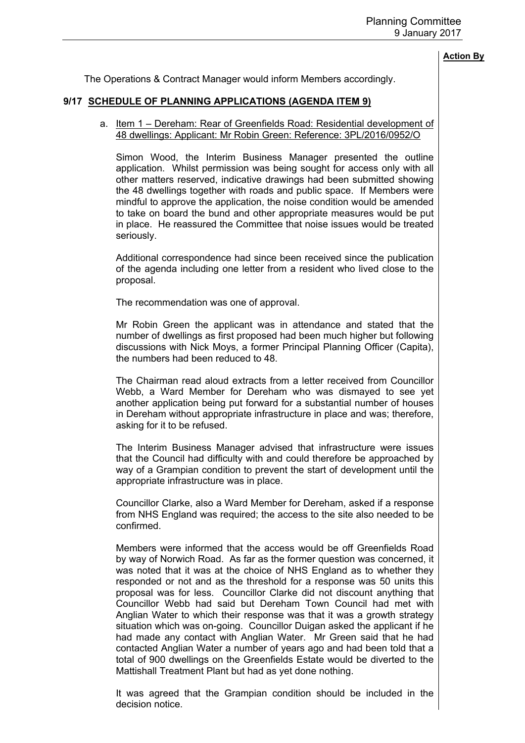**Action By**

The Operations & Contract Manager would inform Members accordingly.

## 9/17 SCHEDULE OF PLANNING APPLICATIONS (AGENDA ITEM 9)

a. Item 1 – Dereham: Rear of Greenfields Road: Residential development of 48 dwellings: Applicant: Mr Robin Green: Reference: 3PL/2016/0952/O

Simon Wood, the Interim Business Manager presented the outline application. Whilst permission was being sought for access only with all other matters reserved, indicative drawings had been submitted showing the 48 dwellings together with roads and public space. If Members were mindful to approve the application, the noise condition would be amended to take on board the bund and other appropriate measures would be put in place. He reassured the Committee that noise issues would be treated seriously.

Additional correspondence had since been received since the publication of the agenda including one letter from a resident who lived close to the proposal.

The recommendation was one of approval.

Mr Robin Green the applicant was in attendance and stated that the number of dwellings as first proposed had been much higher but following discussions with Nick Moys, a former Principal Planning Officer (Capita), the numbers had been reduced to 48.

The Chairman read aloud extracts from a letter received from Councillor Webb, a Ward Member for Dereham who was dismayed to see yet another application being put forward for a substantial number of houses in Dereham without appropriate infrastructure in place and was; therefore, asking for it to be refused.

The Interim Business Manager advised that infrastructure were issues that the Council had difficulty with and could therefore be approached by way of a Grampian condition to prevent the start of development until the appropriate infrastructure was in place.

Councillor Clarke, also a Ward Member for Dereham, asked if a response from NHS England was required; the access to the site also needed to be confirmed.

Members were informed that the access would be off Greenfields Road by way of Norwich Road. As far as the former question was concerned, it was noted that it was at the choice of NHS England as to whether they responded or not and as the threshold for a response was 50 units this proposal was for less. Councillor Clarke did not discount anything that Councillor Webb had said but Dereham Town Council had met with Anglian Water to which their response was that it was a growth strategy situation which was on-going. Councillor Duigan asked the applicant if he had made any contact with Anglian Water. Mr Green said that he had contacted Anglian Water a number of years ago and had been told that a total of 900 dwellings on the Greenfields Estate would be diverted to the Mattishall Treatment Plant but had as yet done nothing.

It was agreed that the Grampian condition should be included in the decision notice.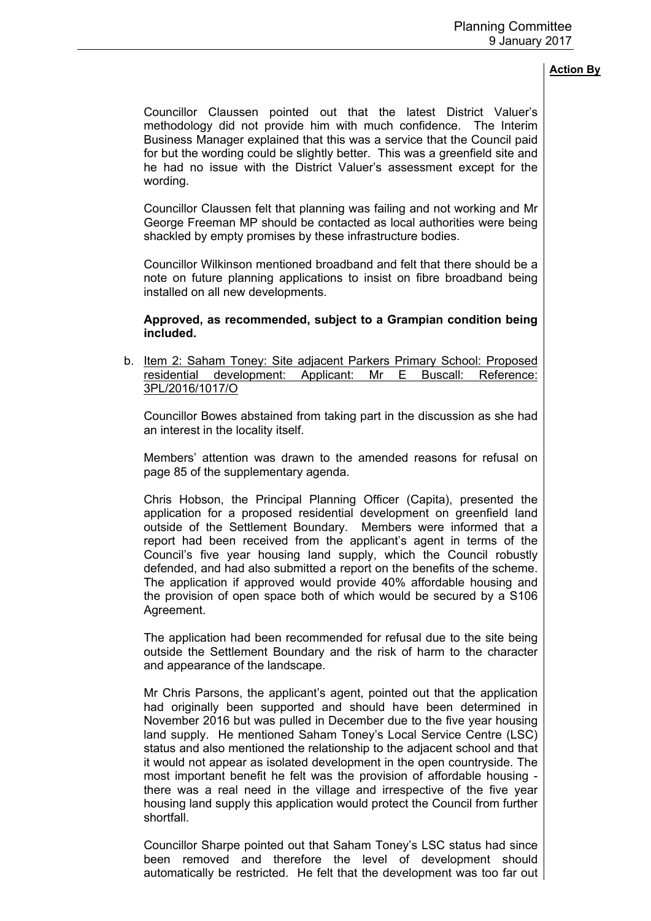Councillor Claussen pointed out that the latest District Valuer's methodology did not provide him with much confidence. The Interim Business Manager explained that this was a service that the Council paid for but the wording could be slightly better. This was a greenfield site and he had no issue with the District Valuer's assessment except for the wording.

Councillor Claussen felt that planning was failing and not working and Mr George Freeman MP should be contacted as local authorities were being shackled by empty promises by these infrastructure bodies.

Councillor Wilkinson mentioned broadband and felt that there should be a note on future planning applications to insist on fibre broadband being installed on all new developments.

**Approved, as recommended, subject to a Grampian condition being included.**

b. Item 2: Saham Toney: Site adjacent Parkers Primary School: Proposed residential development: Applicant: Mr E Buscall: Reference: 3PL/2016/1017/O

Councillor Bowes abstained from taking part in the discussion as she had an interest in the locality itself.

Members' attention was drawn to the amended reasons for refusal on page 85 of the supplementary agenda.

Chris Hobson, the Principal Planning Officer (Capita), presented the application for a proposed residential development on greenfield land outside of the Settlement Boundary. Members were informed that a report had been received from the applicant's agent in terms of the Council's five year housing land supply, which the Council robustly defended, and had also submitted a report on the benefits of the scheme. The application if approved would provide 40% affordable housing and the provision of open space both of which would be secured by a S106 Agreement.

The application had been recommended for refusal due to the site being outside the Settlement Boundary and the risk of harm to the character and appearance of the landscape.

Mr Chris Parsons, the applicant's agent, pointed out that the application had originally been supported and should have been determined in November 2016 but was pulled in December due to the five year housing land supply. He mentioned Saham Toney's Local Service Centre (LSC) status and also mentioned the relationship to the adjacent school and that it would not appear as isolated development in the open countryside. The most important benefit he felt was the provision of affordable housing - there was a real need in the village and irrespective of the five year housing land supply this application would protect the Council from further shortfall.

Councillor Sharpe pointed out that Saham Toney's LSC status had since been removed and therefore the level of development should automatically be restricted. He felt that the development was too far out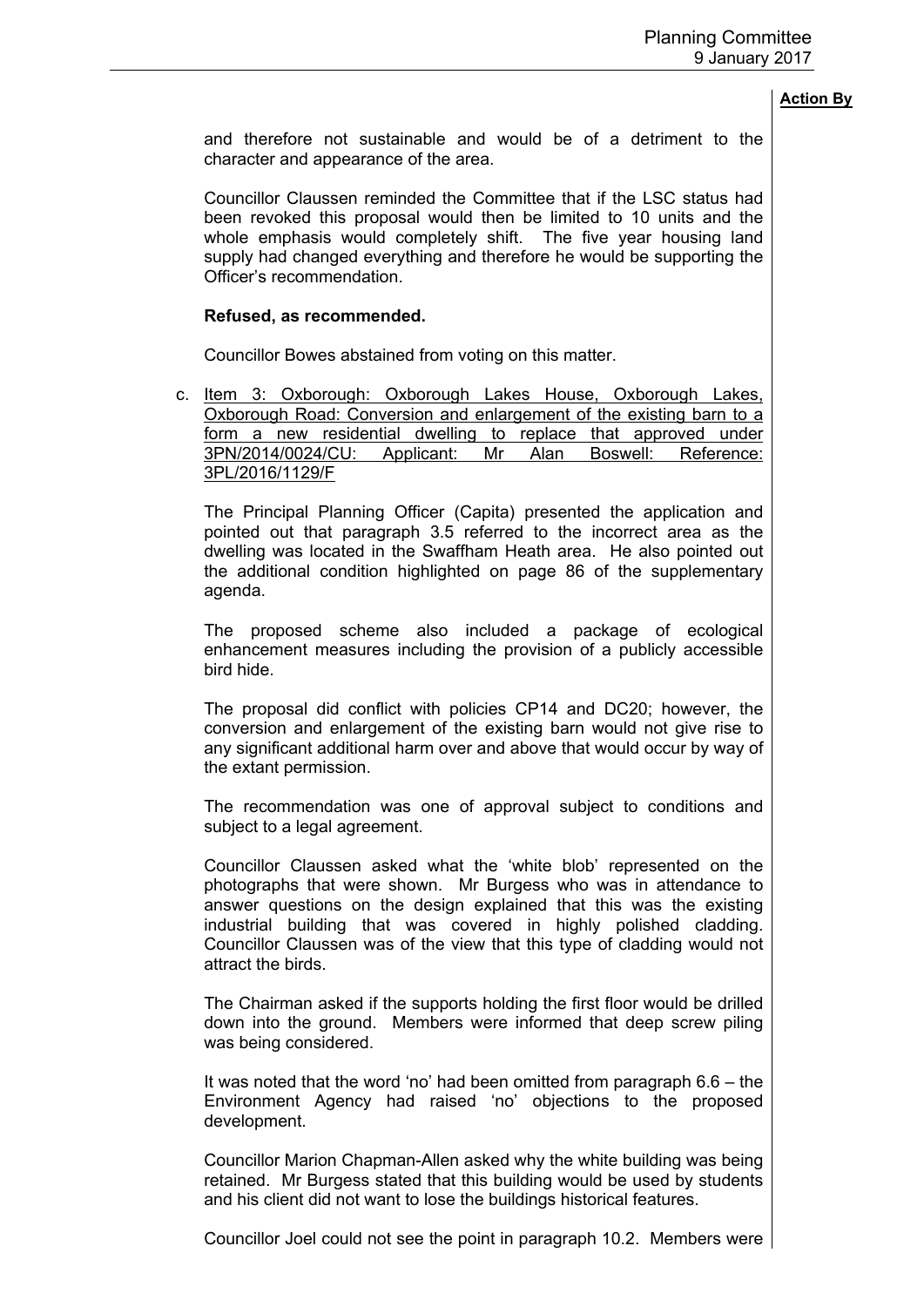and therefore not sustainable and would be of a detriment to the character and appearance of the area.

Councillor Claussen reminded the Committee that if the LSC status had been revoked this proposal would then be limited to 10 units and the whole emphasis would completely shift. The five year housing land supply had changed everything and therefore he would be supporting the Officer's recommendation.

**Refused, as recommended.**

Councillor Bowes abstained from voting on this matter.

c. Item 3: Oxborough: Oxborough Lakes House, Oxborough Lakes, Oxborough Road: Conversion and enlargement of the existing barn to a form a new residential dwelling to replace that approved under 3PN/2014/0024/CU: Applicant: Mr Alan Boswell: Reference: 3PL/2016/1129/F

The Principal Planning Officer (Capita) presented the application and pointed out that paragraph 3.5 referred to the incorrect area as the dwelling was located in the Swaffham Heath area. He also pointed out the additional condition highlighted on page 86 of the supplementary agenda.

The proposed scheme also included a package of ecological enhancement measures including the provision of a publicly accessible bird hide.

The proposal did conflict with policies CP14 and DC20; however, the conversion and enlargement of the existing barn would not give rise to any significant additional harm over and above that would occur by way of the extant permission.

The recommendation was one of approval subject to conditions and subject to a legal agreement.

Councillor Claussen asked what the 'white blob' represented on the photographs that were shown. Mr Burgess who was in attendance to answer questions on the design explained that this was the existing industrial building that was covered in highly polished cladding. Councillor Claussen was of the view that this type of cladding would not attract the birds.

The Chairman asked if the supports holding the first floor would be drilled down into the ground. Members were informed that deep screw piling was being considered.

It was noted that the word 'no' had been omitted from paragraph 6.6 – the Environment Agency had raised 'no' objections to the proposed development.

Councillor Marion Chapman-Allen asked why the white building was being retained. Mr Burgess stated that this building would be used by students and his client did not want to lose the buildings historical features.

Councillor Joel could not see the point in paragraph 10.2. Members were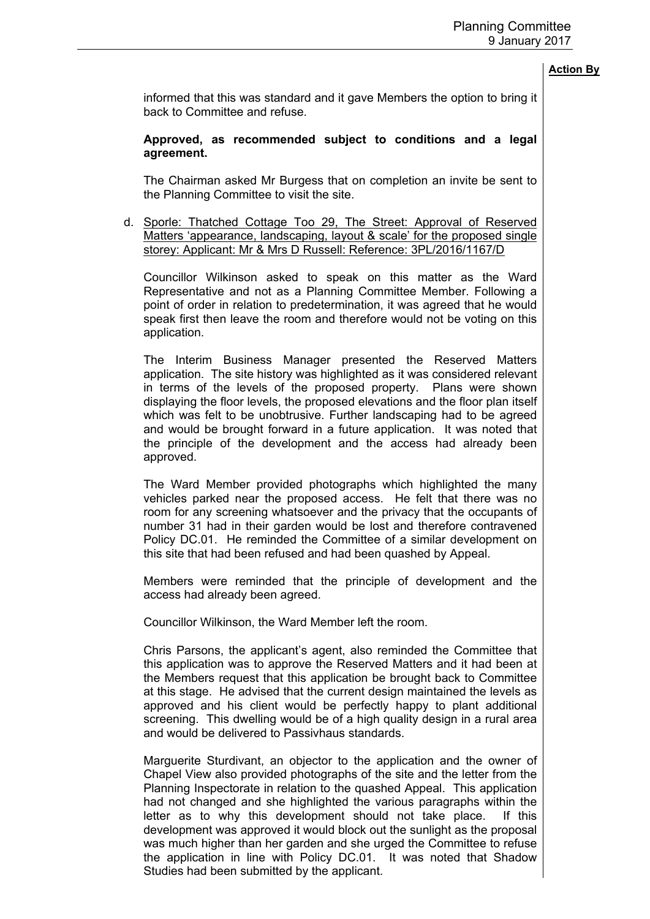**Action By**

informed that this was standard and it gave Members the option to bring it back to Committee and refuse.

**Approved, as recommended subject to conditions and a legal agreement.**

The Chairman asked Mr Burgess that on completion an invite be sent to the Planning Committee to visit the site.

d. Sporle: Thatched Cottage Too 29, The Street: Approval of Reserved Matters 'appearance, landscaping, layout & scale' for the proposed single storey: Applicant: Mr & Mrs D Russell: Reference: 3PL/2016/1167/D

Councillor Wilkinson asked to speak on this matter as the Ward Representative and not as a Planning Committee Member. Following a point of order in relation to predetermination, it was agreed that he would speak first then leave the room and therefore would not be voting on this application.

The Interim Business Manager presented the Reserved Matters application. The site history was highlighted as it was considered relevant in terms of the levels of the proposed property. Plans were shown displaying the floor levels, the proposed elevations and the floor plan itself which was felt to be unobtrusive. Further landscaping had to be agreed and would be brought forward in a future application. It was noted that the principle of the development and the access had already been approved.

The Ward Member provided photographs which highlighted the many vehicles parked near the proposed access. He felt that there was no room for any screening whatsoever and the privacy that the occupants of number 31 had in their garden would be lost and therefore contravened Policy DC.01. He reminded the Committee of a similar development on this site that had been refused and had been quashed by Appeal.

Members were reminded that the principle of development and the access had already been agreed.

Councillor Wilkinson, the Ward Member left the room.

Chris Parsons, the applicant's agent, also reminded the Committee that this application was to approve the Reserved Matters and it had been at the Members request that this application be brought back to Committee at this stage. He advised that the current design maintained the levels as approved and his client would be perfectly happy to plant additional screening. This dwelling would be of a high quality design in a rural area and would be delivered to Passivhaus standards.

Marguerite Sturdivant, an objector to the application and the owner of Chapel View also provided photographs of the site and the letter from the Planning Inspectorate in relation to the quashed Appeal. This application had not changed and she highlighted the various paragraphs within the letter as to why this development should not take place. If this development was approved it would block out the sunlight as the proposal was much higher than her garden and she urged the Committee to refuse the application in line with Policy DC.01. It was noted that Shadow Studies had been submitted by the applicant.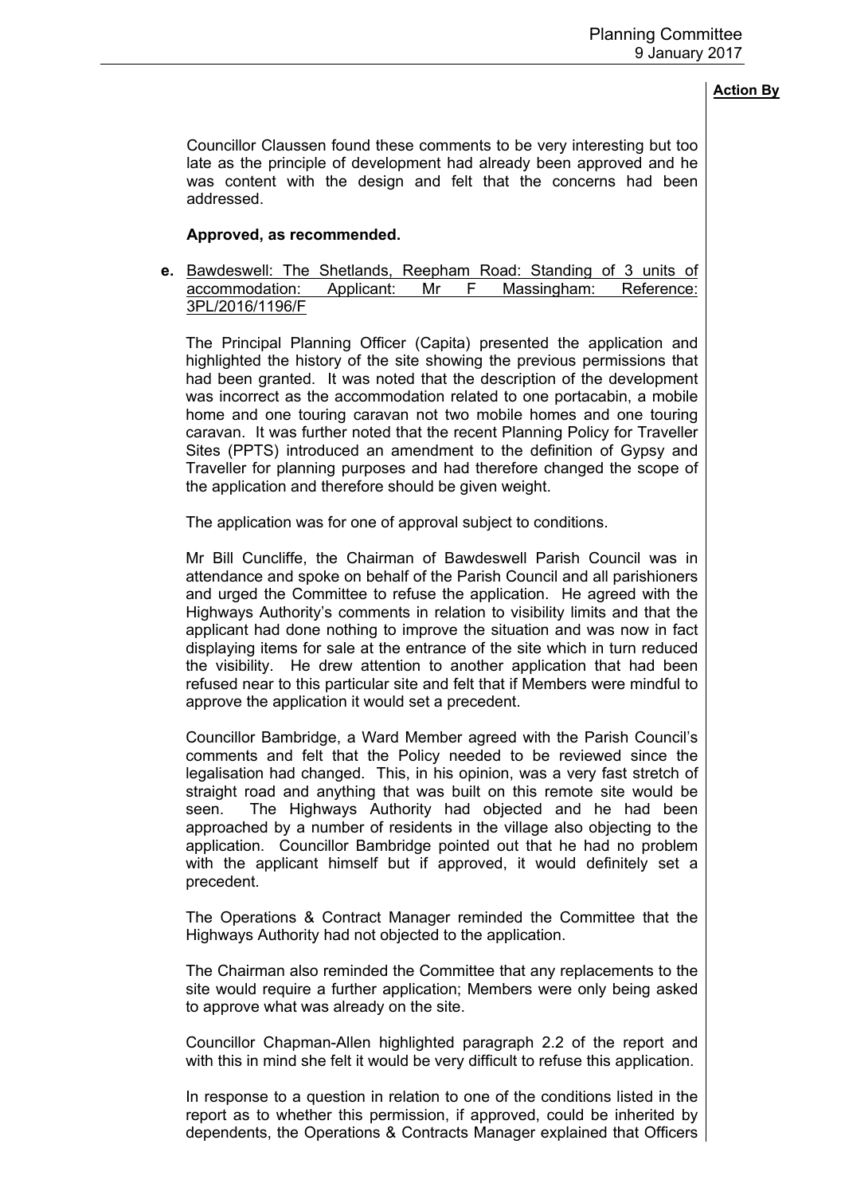Councillor Claussen found these comments to be very interesting but too late as the principle of development had already been approved and he was content with the design and felt that the concerns had been addressed.

**Approved, as recommended.**

**e.** Bawdeswell: The Shetlands, Reepham Road: Standing of 3 units of accommodation: Applicant: Mr F Massingham: Reference: 3PL/2016/1196/F

The Principal Planning Officer (Capita) presented the application and highlighted the history of the site showing the previous permissions that had been granted. It was noted that the description of the development was incorrect as the accommodation related to one portacabin, a mobile home and one touring caravan not two mobile homes and one touring caravan. It was further noted that the recent Planning Policy for Traveller Sites (PPTS) introduced an amendment to the definition of Gypsy and Traveller for planning purposes and had therefore changed the scope of the application and therefore should be given weight.

The application was for one of approval subject to conditions.

Mr Bill Cuncliffe, the Chairman of Bawdeswell Parish Council was in attendance and spoke on behalf of the Parish Council and all parishioners and urged the Committee to refuse the application. He agreed with the Highways Authority's comments in relation to visibility limits and that the applicant had done nothing to improve the situation and was now in fact displaying items for sale at the entrance of the site which in turn reduced the visibility. He drew attention to another application that had been refused near to this particular site and felt that if Members were mindful to approve the application it would set a precedent.

Councillor Bambridge, a Ward Member agreed with the Parish Council's comments and felt that the Policy needed to be reviewed since the legalisation had changed. This, in his opinion, was a very fast stretch of straight road and anything that was built on this remote site would be seen. The Highways Authority had objected and he had been approached by a number of residents in the village also objecting to the application. Councillor Bambridge pointed out that he had no problem with the applicant himself but if approved, it would definitely set a precedent.

The Operations & Contract Manager reminded the Committee that the Highways Authority had not objected to the application.

The Chairman also reminded the Committee that any replacements to the site would require a further application; Members were only being asked to approve what was already on the site.

Councillor Chapman-Allen highlighted paragraph 2.2 of the report and with this in mind she felt it would be very difficult to refuse this application.

In response to a question in relation to one of the conditions listed in the report as to whether this permission, if approved, could be inherited by dependents, the Operations & Contracts Manager explained that Officers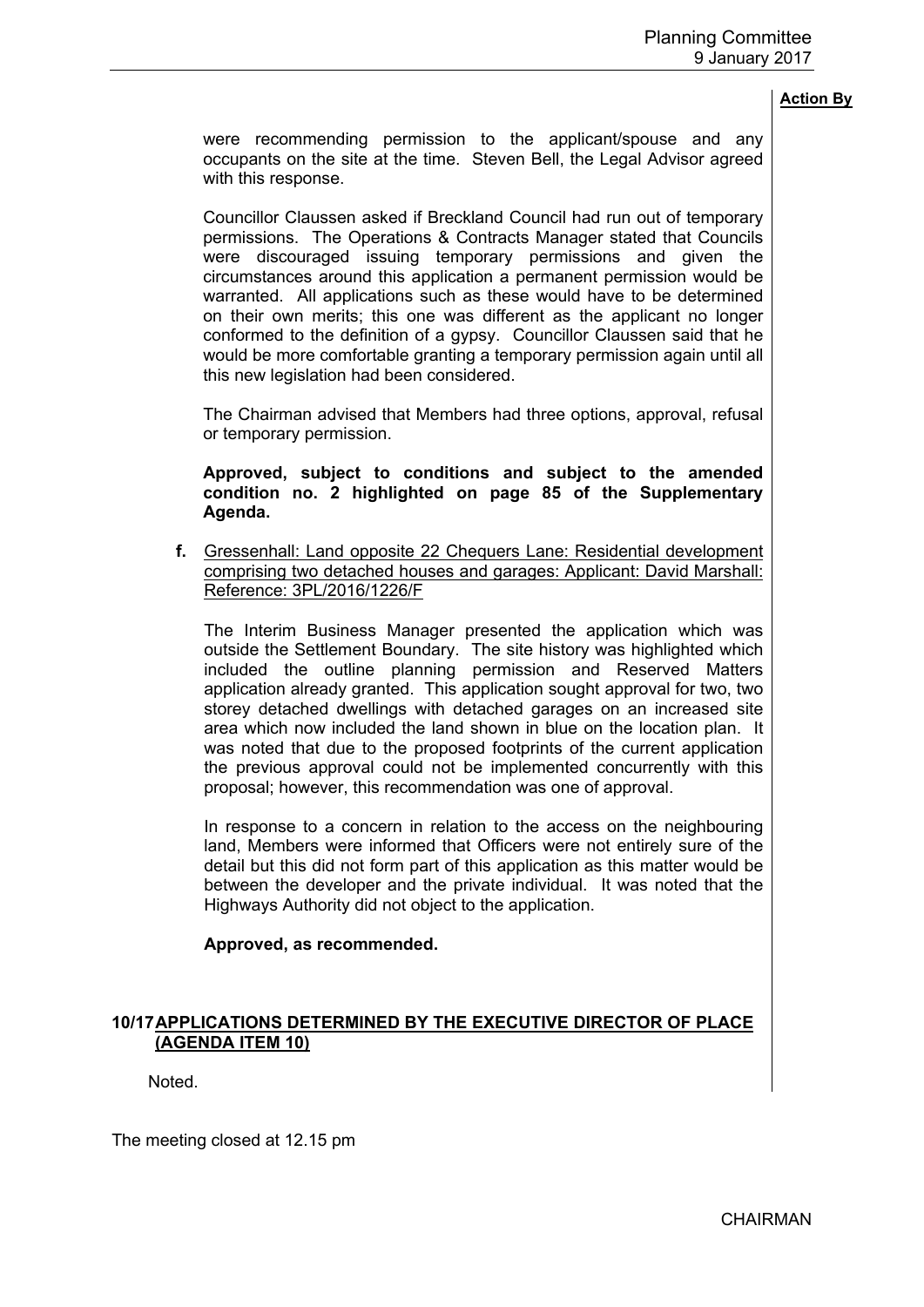**Action By**

were recommending permission to the applicant/spouse and any occupants on the site at the time. Steven Bell, the Legal Advisor agreed with this response.

Councillor Claussen asked if Breckland Council had run out of temporary permissions. The Operations & Contracts Manager stated that Councils were discouraged issuing temporary permissions and given the circumstances around this application a permanent permission would be warranted. All applications such as these would have to be determined on their own merits; this one was different as the applicant no longer conformed to the definition of a gypsy. Councillor Claussen said that he would be more comfortable granting a temporary permission again until all this new legislation had been considered.

The Chairman advised that Members had three options, approval, refusal or temporary permission.

**Approved, subject to conditions and subject to the amended condition no. 2 highlighted on page 85 of the Supplementary Agenda.**

**f.** Gressenhall: Land opposite 22 Chequers Lane: Residential development comprising two detached houses and garages: Applicant: David Marshall: Reference: 3PL/2016/1226/F

The Interim Business Manager presented the application which was outside the Settlement Boundary. The site history was highlighted which included the outline planning permission and Reserved Matters application already granted. This application sought approval for two, two storey detached dwellings with detached garages on an increased site area which now included the land shown in blue on the location plan. It was noted that due to the proposed footprints of the current application the previous approval could not be implemented concurrently with this proposal; however, this recommendation was one of approval.

In response to a concern in relation to the access on the neighbouring land, Members were informed that Officers were not entirely sure of the detail but this did not form part of this application as this matter would be between the developer and the private individual. It was noted that the Highways Authority did not object to the application.

**Approved, as recommended.**

## 10/17 APPLICATIONS DETERMINED BY THE EXECUTIVE DIRECTOR OF PLACE (AGENDA ITEM 10)

Noted.

The meeting closed at 12.15 pm

CHAIRMAN